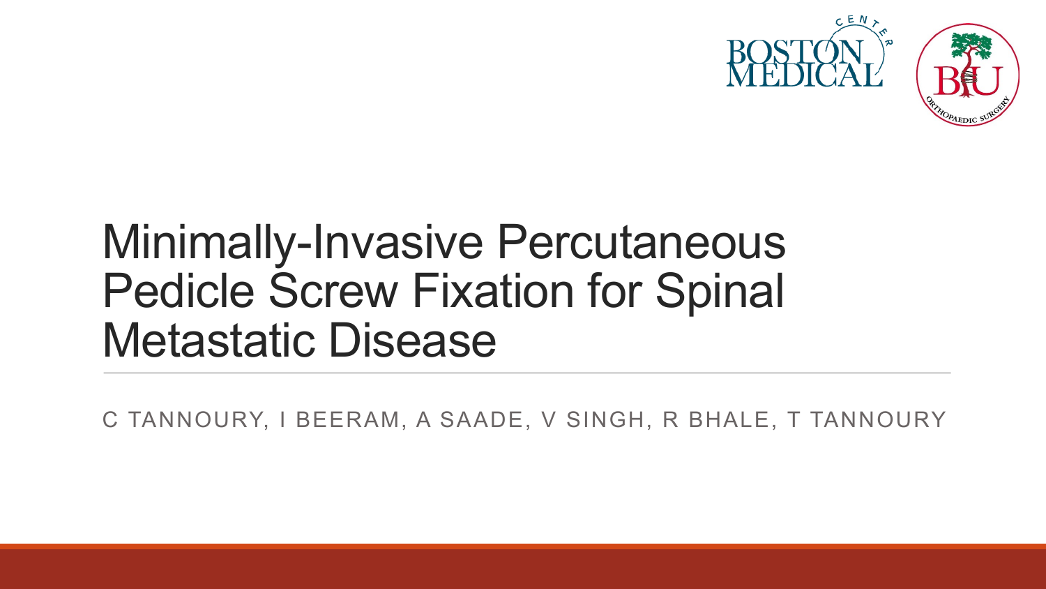# Minimally-Invasive Percutaneous Pedicle Screw Fixation for Spinal Metastatic Disease

C TANNOURY, I BEERAM, A SAADE, V SINGH, R BHALE, T TANNOURY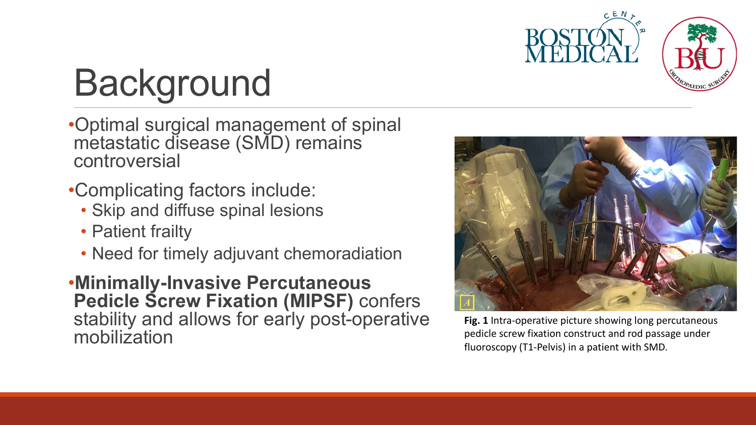# Background

- Optimal surgical management of spinal metastatic disease (SMD) remains controversial
- Complicating factors include:
  - Skip and diffuse spinal lesions
  - Patient frailty
  - Need for timely adjuvant chemoradiation
- **Minimally-Invasive Percutaneous Pedicle Screw Fixation (MIPSF)** confers stability and allows for early post-operative mobilization

**Fig. 1** Intra-operative picture showing long percutaneous pedicle screw fixation construct and rod passage under fluoroscopy (T1-Pelvis) in a patient with SMD.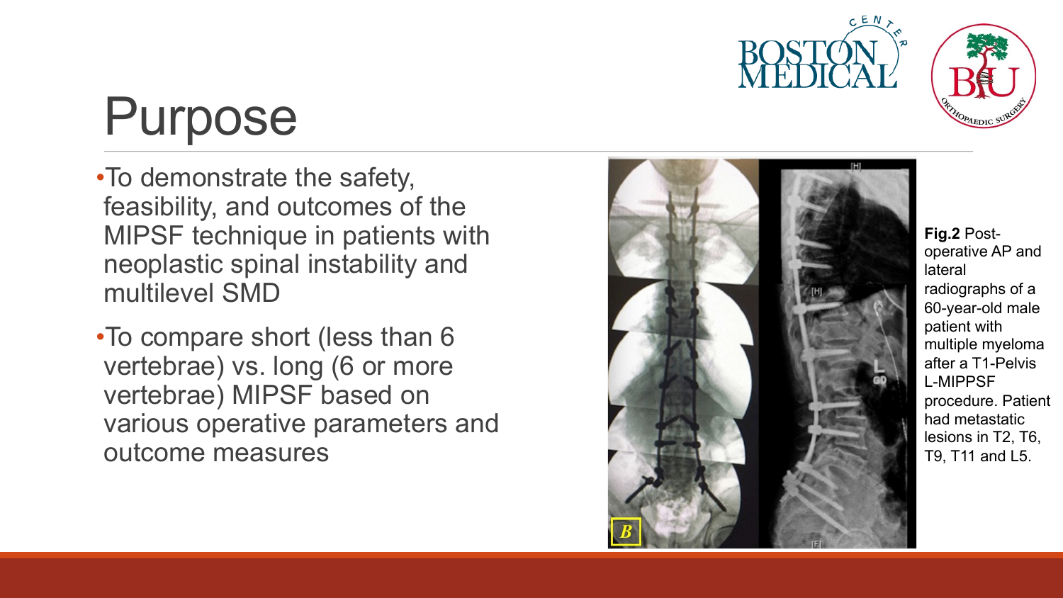# Purpose

- To demonstrate the safety, feasibility, and outcomes of the MIPSF technique in patients with neoplastic spinal instability and multilevel SMD
- To compare short (less than 6 vertebrae) vs. long (6 or more vertebrae) MIPSF based on various operative parameters and outcome measures

**Fig.2** Post-operative AP and lateral radiographs of a 60-year-old male patient with multiple myeloma after a T1-Pelvis L-MIPPSF procedure. Patient had metastatic lesions in T2, T6, T9, T11 and L5.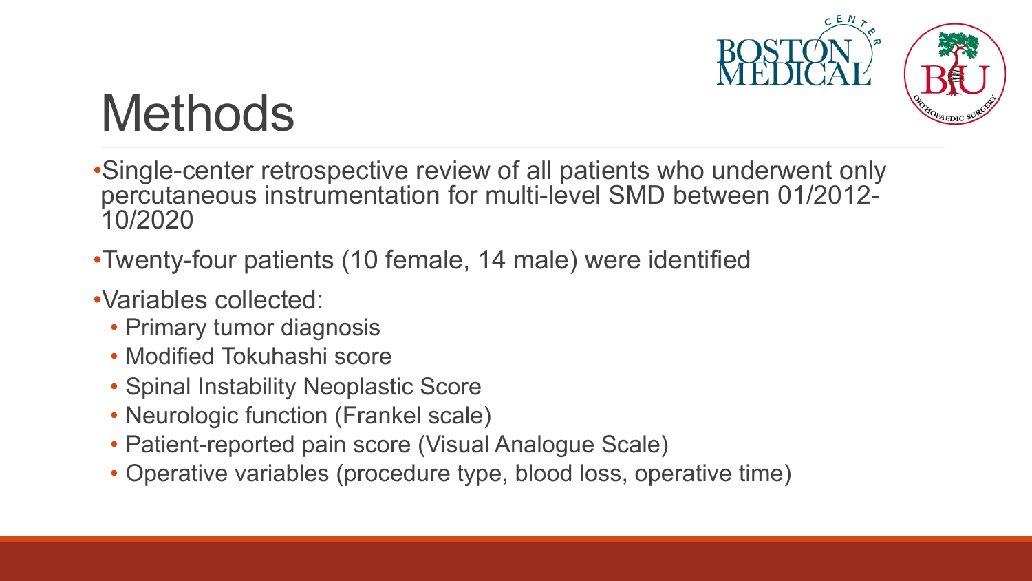# Methods

- Single-center retrospective review of all patients who underwent only percutaneous instrumentation for multi-level SMD between 01/2012-10/2020
- Twenty-four patients (10 female, 14 male) were identified
- Variables collected:
  - Primary tumor diagnosis
  - Modified Tokuhashi score
  - Spinal Instability Neoplastic Score
  - Neurologic function (Frankel scale)
  - Patient-reported pain score (Visual Analogue Scale)
  - Operative variables (procedure type, blood loss, operative time)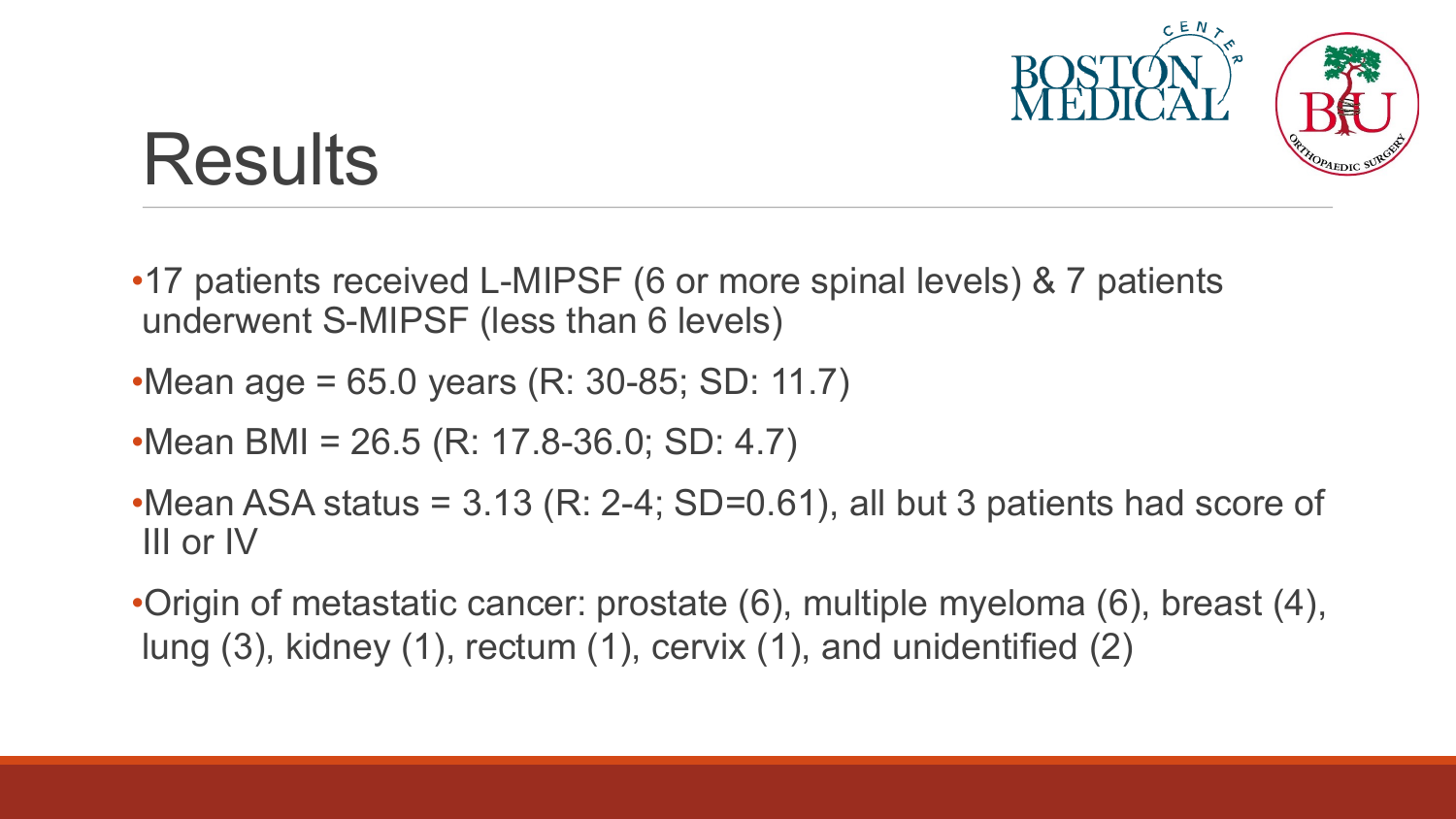# Results

- 17 patients received L-MIPSF (6 or more spinal levels) & 7 patients underwent S-MIPSF (less than 6 levels)
- Mean age = 65.0 years (R: 30-85; SD: 11.7)
- Mean BMI = 26.5 (R: 17.8-36.0; SD: 4.7)
- Mean ASA status = 3.13 (R: 2-4; SD=0.61), all but 3 patients had score of III or IV
- Origin of metastatic cancer: prostate (6), multiple myeloma (6), breast (4), lung (3), kidney (1), rectum (1), cervix (1), and unidentified (2)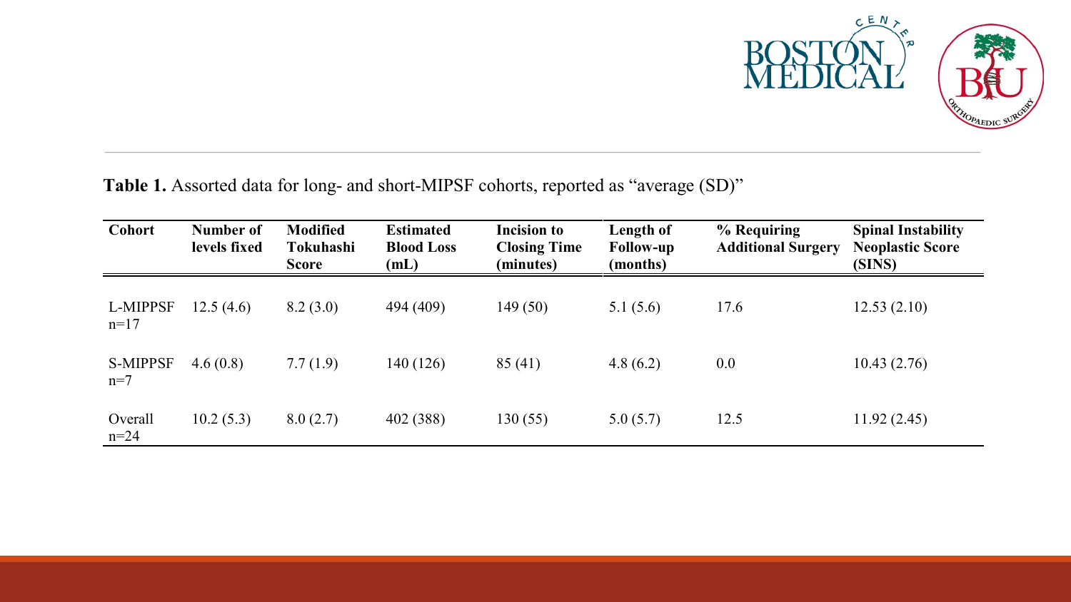**Table 1.** Assorted data for long- and short-MIPSF cohorts, reported as “average (SD)”

| Cohort | Number of levels fixed | Modified Tokuhashi Score | Estimated Blood Loss (mL) | Incision to Closing Time (minutes) | Length of Follow-up (months) | % Requiring Additional Surgery | Spinal Instability Neoplastic Score (SINS) |
|---|---|---|---|---|---|---|---|
| L-MIPPSF n=17 | 12.5 (4.6) | 8.2 (3.0) | 494 (409) | 149 (50) | 5.1 (5.6) | 17.6 | 12.53 (2.10) |
| S-MIPPSF n=7 | 4.6 (0.8) | 7.7 (1.9) | 140 (126) | 85 (41) | 4.8 (6.2) | 0.0 | 10.43 (2.76) |
| Overall n=24 | 10.2 (5.3) | 8.0 (2.7) | 402 (388) | 130 (55) | 5.0 (5.7) | 12.5 | 11.92 (2.45) |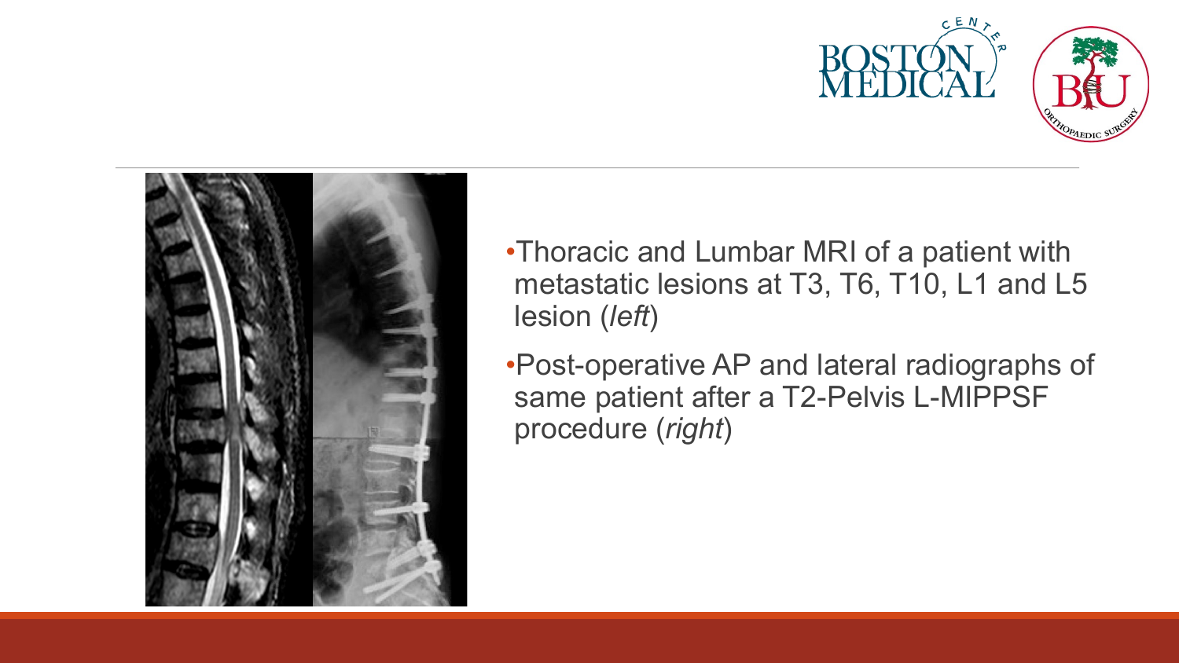- Thoracic and Lumbar MRI of a patient with metastatic lesions at T3, T6, T10, L1 and L5 lesion (*left*)
- Post-operative AP and lateral radiographs of same patient after a T2-Pelvis L-MIPPSF procedure (*right*)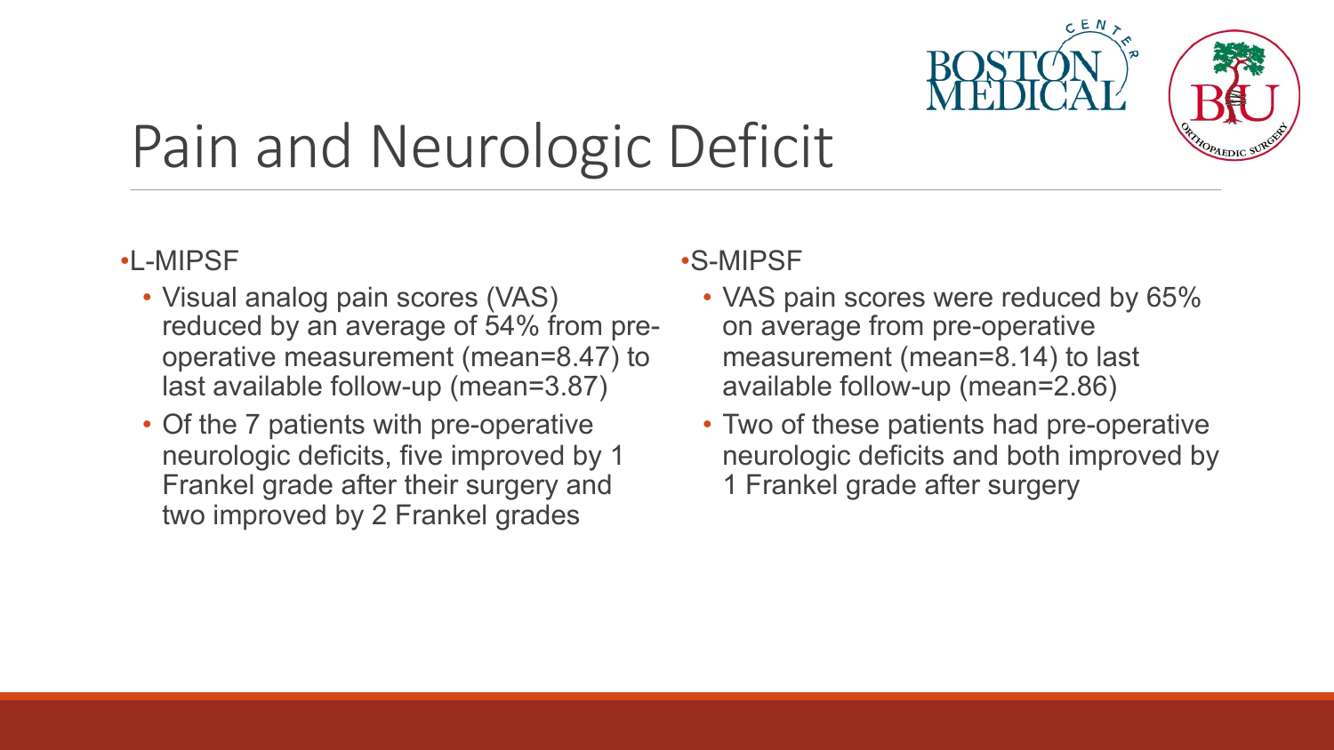# Pain and Neurologic Deficit

- L-MIPSF
  - Visual analog pain scores (VAS) reduced by an average of 54% from pre-operative measurement (mean=8.47) to last available follow-up (mean=3.87)
  - Of the 7 patients with pre-operative neurologic deficits, five improved by 1 Frankel grade after their surgery and two improved by 2 Frankel grades

- S-MIPSF
  - VAS pain scores were reduced by 65% on average from pre-operative measurement (mean=8.14) to last available follow-up (mean=2.86)
  - Two of these patients had pre-operative neurologic deficits and both improved by 1 Frankel grade after surgery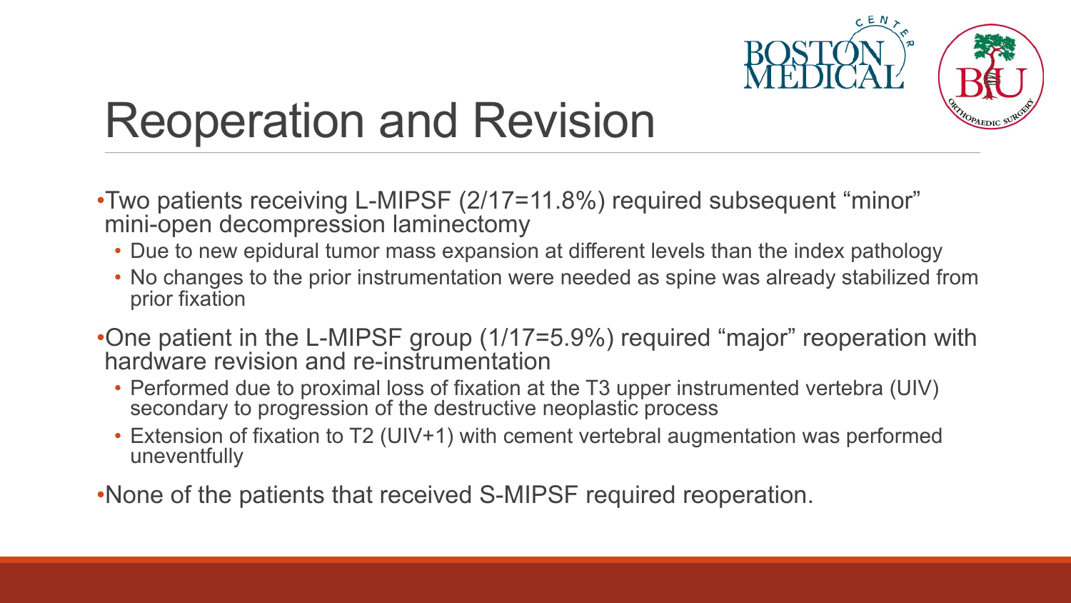# Reoperation and Revision

- Two patients receiving L-MIPSF (2/17=11.8%) required subsequent “minor” mini-open decompression laminectomy
  - Due to new epidural tumor mass expansion at different levels than the index pathology
  - No changes to the prior instrumentation were needed as spine was already stabilized from prior fixation
- One patient in the L-MIPSF group (1/17=5.9%) required “major” reoperation with hardware revision and re-instrumentation
  - Performed due to proximal loss of fixation at the T3 upper instrumented vertebra (UIV) secondary to progression of the destructive neoplastic process
  - Extension of fixation to T2 (UIV+1) with cement vertebral augmentation was performed uneventfully
- None of the patients that received S-MIPSF required reoperation.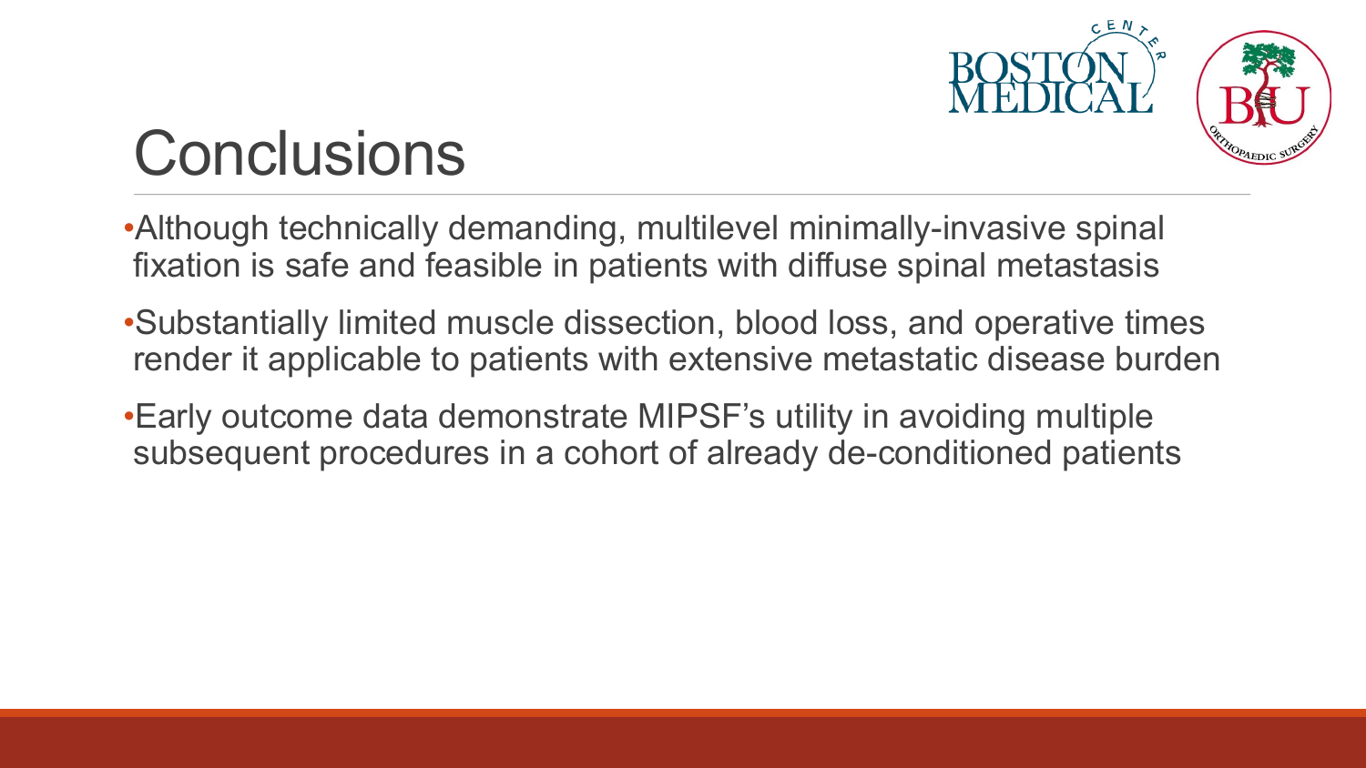# Conclusions

- Although technically demanding, multilevel minimally-invasive spinal fixation is safe and feasible in patients with diffuse spinal metastasis
- Substantially limited muscle dissection, blood loss, and operative times render it applicable to patients with extensive metastatic disease burden
- Early outcome data demonstrate MIPSF's utility in avoiding multiple subsequent procedures in a cohort of already de-conditioned patients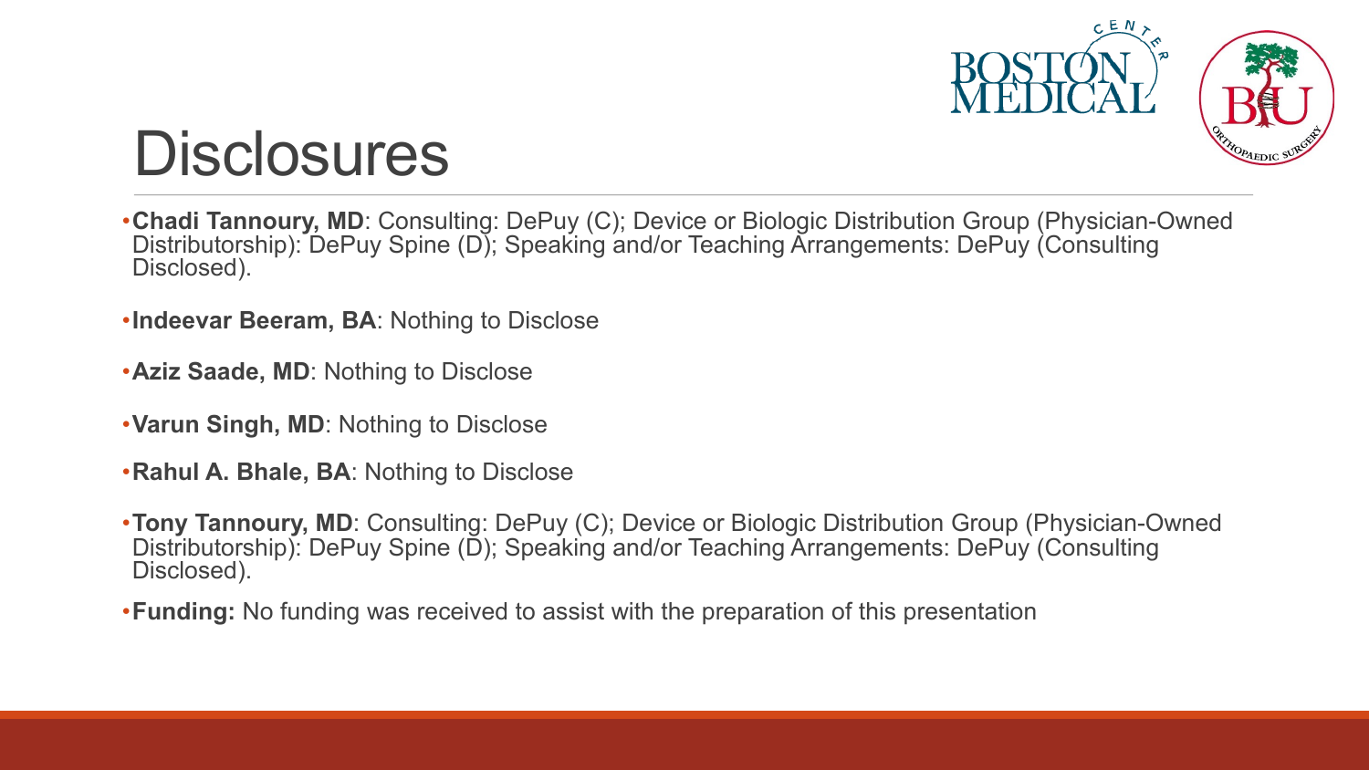# Disclosures

- **Chadi Tannoury, MD**: Consulting: DePuy (C); Device or Biologic Distribution Group (Physician-Owned Distributorship): DePuy Spine (D); Speaking and/or Teaching Arrangements: DePuy (Consulting Disclosed).
- **Indeevar Beeram, BA**: Nothing to Disclose
- **Aziz Saade, MD**: Nothing to Disclose
- **Varun Singh, MD**: Nothing to Disclose
- **Rahul A. Bhale, BA**: Nothing to Disclose
- **Tony Tannoury, MD**: Consulting: DePuy (C); Device or Biologic Distribution Group (Physician-Owned Distributorship): DePuy Spine (D); Speaking and/or Teaching Arrangements: DePuy (Consulting Disclosed).
- **Funding:** No funding was received to assist with the preparation of this presentation